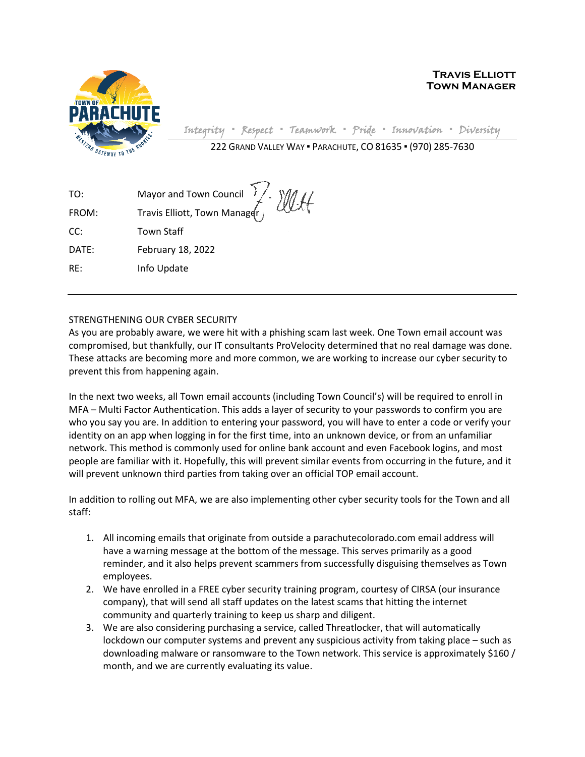**TRAVIS ELLIOTT**
**TOWN MANAGER**

*Integrity ▪ Respect ▪ Teamwork ▪ Pride ▪ Innovation ▪ Diversity*

222 GRAND VALLEY WAY ▪ PARACHUTE, CO 81635 ▪ (970) 285-7630

| | |
|---|---|
| TO: | Mayor and Town Council |
| FROM: | Travis Elliott, Town Manager |
| CC: | Town Staff |
| DATE: | February 18, 2022 |
| RE: | Info Update |

---

STRENGTHENING OUR CYBER SECURITY

As you are probably aware, we were hit with a phishing scam last week. One Town email account was compromised, but thankfully, our IT consultants ProVelocity determined that no real damage was done. These attacks are becoming more and more common, we are working to increase our cyber security to prevent this from happening again.

In the next two weeks, all Town email accounts (including Town Council's) will be required to enroll in MFA – Multi Factor Authentication. This adds a layer of security to your passwords to confirm you are who you say you are. In addition to entering your password, you will have to enter a code or verify your identity on an app when logging in for the first time, into an unknown device, or from an unfamiliar network. This method is commonly used for online bank account and even Facebook logins, and most people are familiar with it. Hopefully, this will prevent similar events from occurring in the future, and it will prevent unknown third parties from taking over an official TOP email account.

In addition to rolling out MFA, we are also implementing other cyber security tools for the Town and all staff:

1. All incoming emails that originate from outside a parachutecolorado.com email address will have a warning message at the bottom of the message. This serves primarily as a good reminder, and it also helps prevent scammers from successfully disguising themselves as Town employees.
2. We have enrolled in a FREE cyber security training program, courtesy of CIRSA (our insurance company), that will send all staff updates on the latest scams that hitting the internet community and quarterly training to keep us sharp and diligent.
3. We are also considering purchasing a service, called Threatlocker, that will automatically lockdown our computer systems and prevent any suspicious activity from taking place – such as downloading malware or ransomware to the Town network. This service is approximately $160 / month, and we are currently evaluating its value.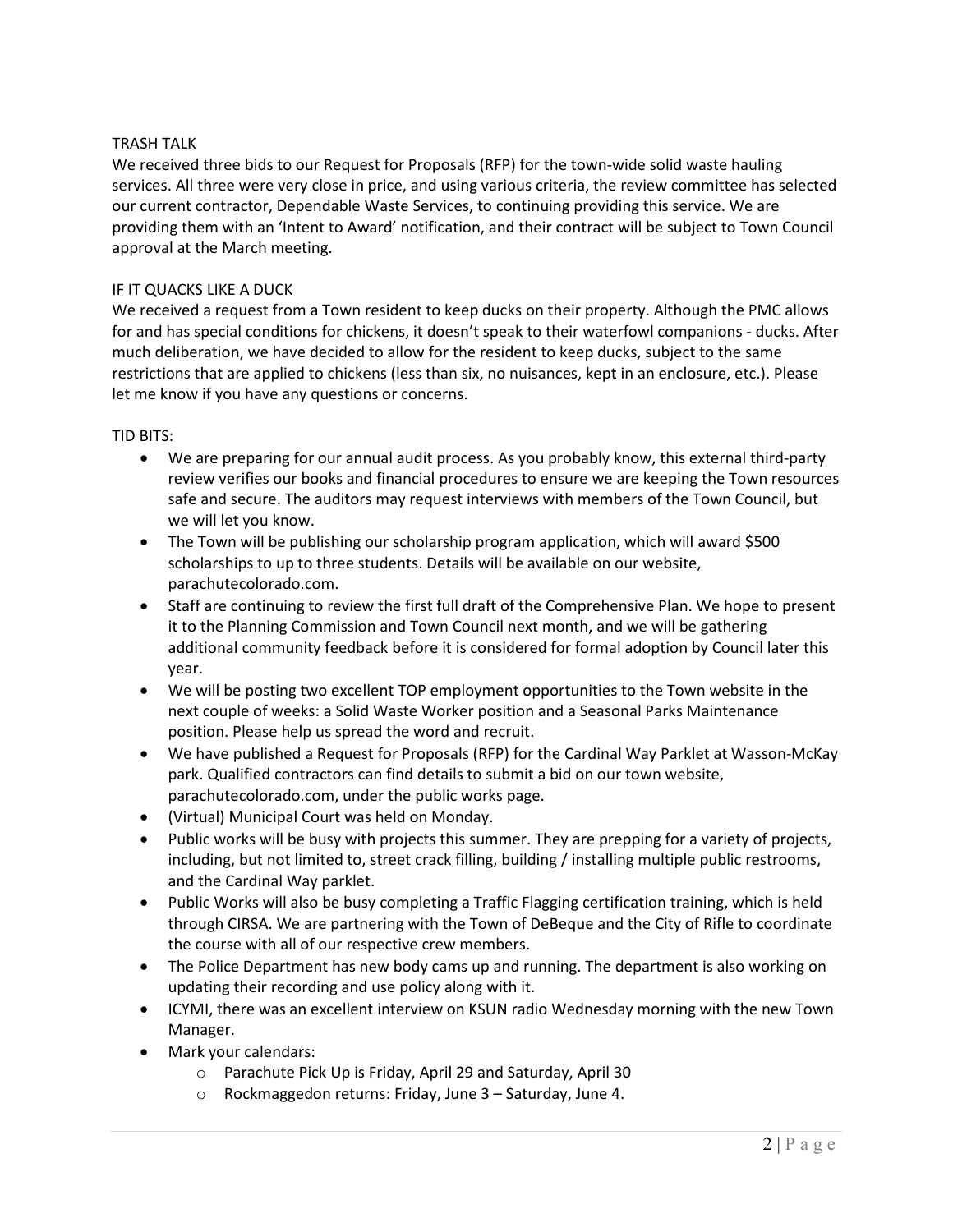## TRASH TALK

We received three bids to our Request for Proposals (RFP) for the town-wide solid waste hauling services. All three were very close in price, and using various criteria, the review committee has selected our current contractor, Dependable Waste Services, to continuing providing this service. We are providing them with an 'Intent to Award' notification, and their contract will be subject to Town Council approval at the March meeting.

## IF IT QUACKS LIKE A DUCK

We received a request from a Town resident to keep ducks on their property. Although the PMC allows for and has special conditions for chickens, it doesn't speak to their waterfowl companions - ducks. After much deliberation, we have decided to allow for the resident to keep ducks, subject to the same restrictions that are applied to chickens (less than six, no nuisances, kept in an enclosure, etc.). Please let me know if you have any questions or concerns.

## TID BITS:

- We are preparing for our annual audit process. As you probably know, this external third-party review verifies our books and financial procedures to ensure we are keeping the Town resources safe and secure. The auditors may request interviews with members of the Town Council, but we will let you know.
- The Town will be publishing our scholarship program application, which will award $500 scholarships to up to three students. Details will be available on our website, parachutecolorado.com.
- Staff are continuing to review the first full draft of the Comprehensive Plan. We hope to present it to the Planning Commission and Town Council next month, and we will be gathering additional community feedback before it is considered for formal adoption by Council later this year.
- We will be posting two excellent TOP employment opportunities to the Town website in the next couple of weeks: a Solid Waste Worker position and a Seasonal Parks Maintenance position. Please help us spread the word and recruit.
- We have published a Request for Proposals (RFP) for the Cardinal Way Parklet at Wasson-McKay park. Qualified contractors can find details to submit a bid on our town website, parachutecolorado.com, under the public works page.
- (Virtual) Municipal Court was held on Monday.
- Public works will be busy with projects this summer. They are prepping for a variety of projects, including, but not limited to, street crack filling, building / installing multiple public restrooms, and the Cardinal Way parklet.
- Public Works will also be busy completing a Traffic Flagging certification training, which is held through CIRSA. We are partnering with the Town of DeBeque and the City of Rifle to coordinate the course with all of our respective crew members.
- The Police Department has new body cams up and running. The department is also working on updating their recording and use policy along with it.
- ICYMI, there was an excellent interview on KSUN radio Wednesday morning with the new Town Manager.
- Mark your calendars:
  - Parachute Pick Up is Friday, April 29 and Saturday, April 30
  - Rockmaggedon returns: Friday, June 3 – Saturday, June 4.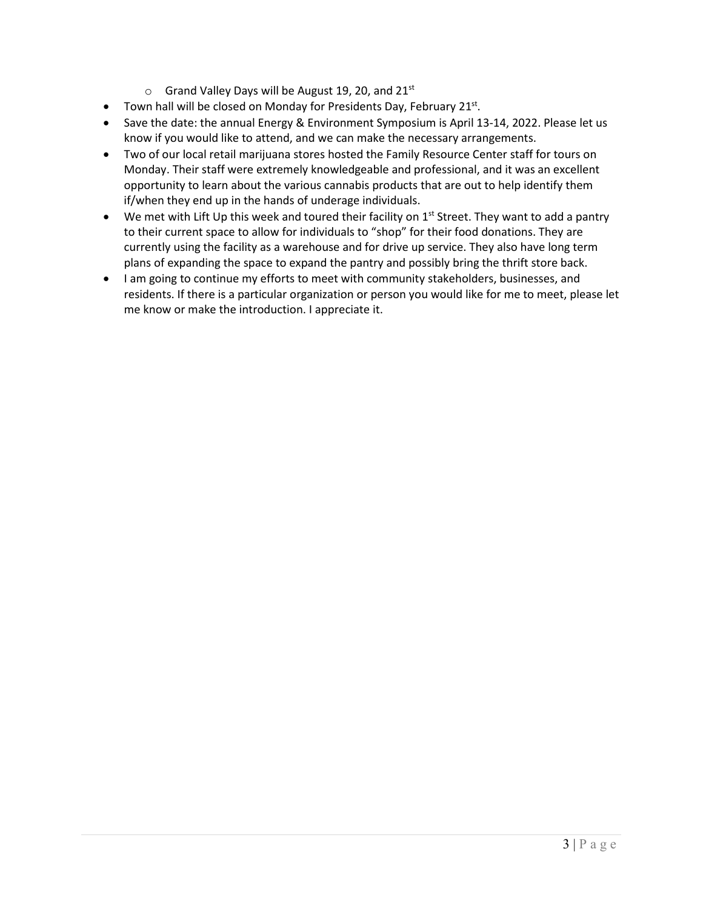- Grand Valley Days will be August 19, 20, and 21st
- Town hall will be closed on Monday for Presidents Day, February 21st.
- Save the date: the annual Energy & Environment Symposium is April 13-14, 2022. Please let us know if you would like to attend, and we can make the necessary arrangements.
- Two of our local retail marijuana stores hosted the Family Resource Center staff for tours on Monday. Their staff were extremely knowledgeable and professional, and it was an excellent opportunity to learn about the various cannabis products that are out to help identify them if/when they end up in the hands of underage individuals.
- We met with Lift Up this week and toured their facility on 1st Street. They want to add a pantry to their current space to allow for individuals to "shop" for their food donations. They are currently using the facility as a warehouse and for drive up service. They also have long term plans of expanding the space to expand the pantry and possibly bring the thrift store back.
- I am going to continue my efforts to meet with community stakeholders, businesses, and residents. If there is a particular organization or person you would like for me to meet, please let me know or make the introduction. I appreciate it.